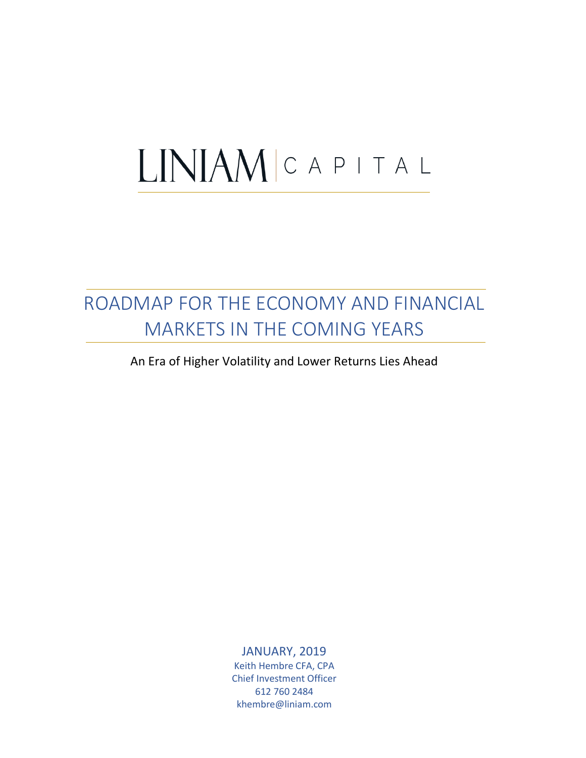LINIAM | CAPITAL

# ROADMAP FOR THE ECONOMY AND FINANCIAL MARKETS IN THE COMING YEARS

An Era of Higher Volatility and Lower Returns Lies Ahead

JANUARY, 2019

Keith Hembre CFA, CPA

Chief Investment Officer

612 760 2484

khembre@liniam.com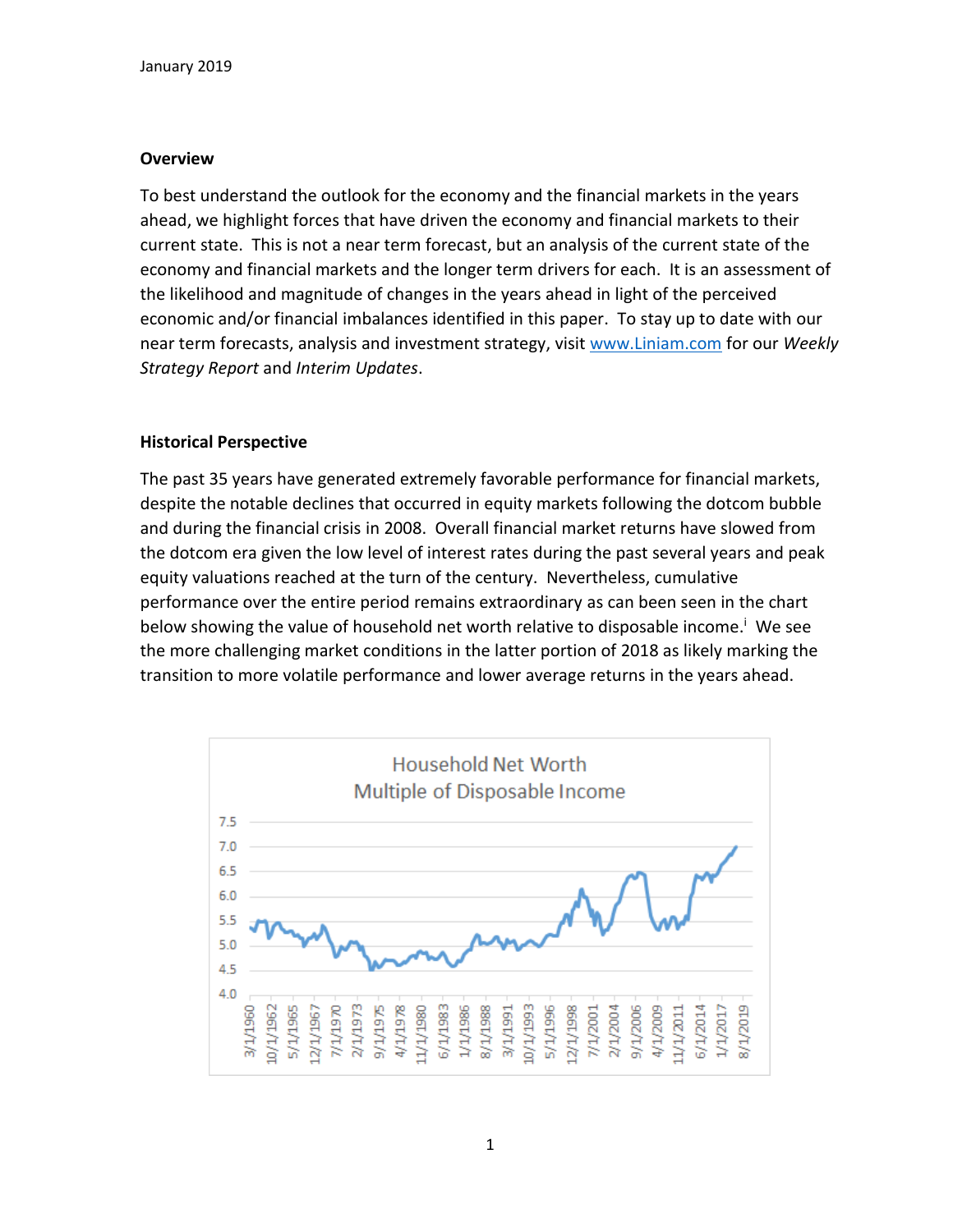January 2019

## Overview

To best understand the outlook for the economy and the financial markets in the years ahead, we highlight forces that have driven the economy and financial markets to their current state. This is not a near term forecast, but an analysis of the current state of the economy and financial markets and the longer term drivers for each. It is an assessment of the likelihood and magnitude of changes in the years ahead in light of the perceived economic and/or financial imbalances identified in this paper. To stay up to date with our near term forecasts, analysis and investment strategy, visit [www.Liniam.com](http://www.Liniam.com) for our *Weekly Strategy Report* and *Interim Updates*.

## Historical Perspective

The past 35 years have generated extremely favorable performance for financial markets, despite the notable declines that occurred in equity markets following the dotcom bubble and during the financial crisis in 2008. Overall financial market returns have slowed from the dotcom era given the low level of interest rates during the past several years and peak equity valuations reached at the turn of the century. Nevertheless, cumulative performance over the entire period remains extraordinary as can been seen in the chart below showing the value of household net worth relative to disposable income.[i] We see the more challenging market conditions in the latter portion of 2018 as likely marking the transition to more volatile performance and lower average returns in the years ahead.

Household Net Worth
Multiple of Disposable Income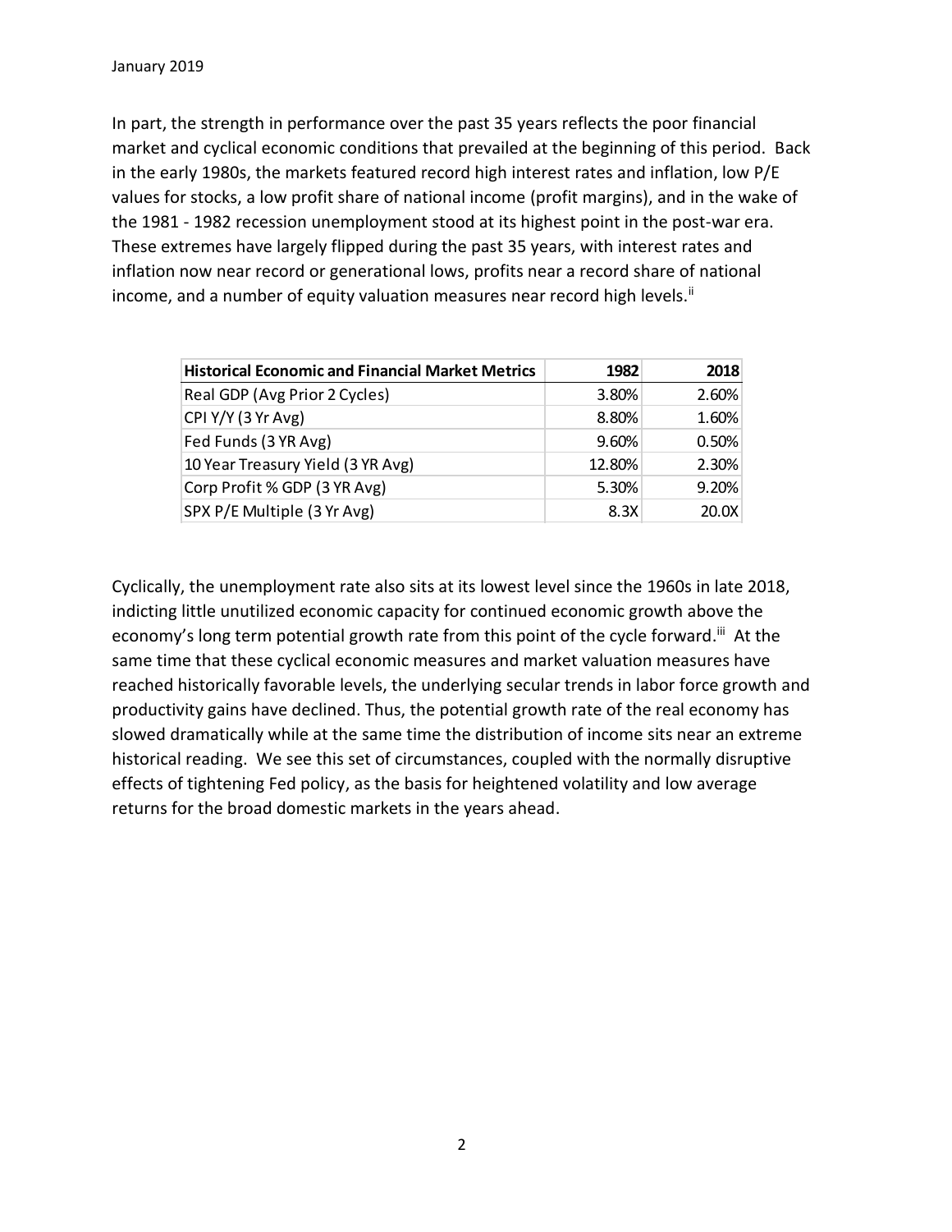In part, the strength in performance over the past 35 years reflects the poor financial market and cyclical economic conditions that prevailed at the beginning of this period. Back in the early 1980s, the markets featured record high interest rates and inflation, low P/E values for stocks, a low profit share of national income (profit margins), and in the wake of the 1981 - 1982 recession unemployment stood at its highest point in the post-war era. These extremes have largely flipped during the past 35 years, with interest rates and inflation now near record or generational lows, profits near a record share of national income, and a number of equity valuation measures near record high levels.[ii]

| **Historical Economic and Financial Market Metrics** | **1982** | **2018** |
|---|---|---|
| Real GDP (Avg Prior 2 Cycles) | 3.80% | 2.60% |
| CPI Y/Y (3 Yr Avg) | 8.80% | 1.60% |
| Fed Funds (3 YR Avg) | 9.60% | 0.50% |
| 10 Year Treasury Yield (3 YR Avg) | 12.80% | 2.30% |
| Corp Profit % GDP (3 YR Avg) | 5.30% | 9.20% |
| SPX P/E Multiple (3 Yr Avg) | 8.3X | 20.0X |

Cyclically, the unemployment rate also sits at its lowest level since the 1960s in late 2018, indicting little unutilized economic capacity for continued economic growth above the economy's long term potential growth rate from this point of the cycle forward.[iii] At the same time that these cyclical economic measures and market valuation measures have reached historically favorable levels, the underlying secular trends in labor force growth and productivity gains have declined. Thus, the potential growth rate of the real economy has slowed dramatically while at the same time the distribution of income sits near an extreme historical reading. We see this set of circumstances, coupled with the normally disruptive effects of tightening Fed policy, as the basis for heightened volatility and low average returns for the broad domestic markets in the years ahead.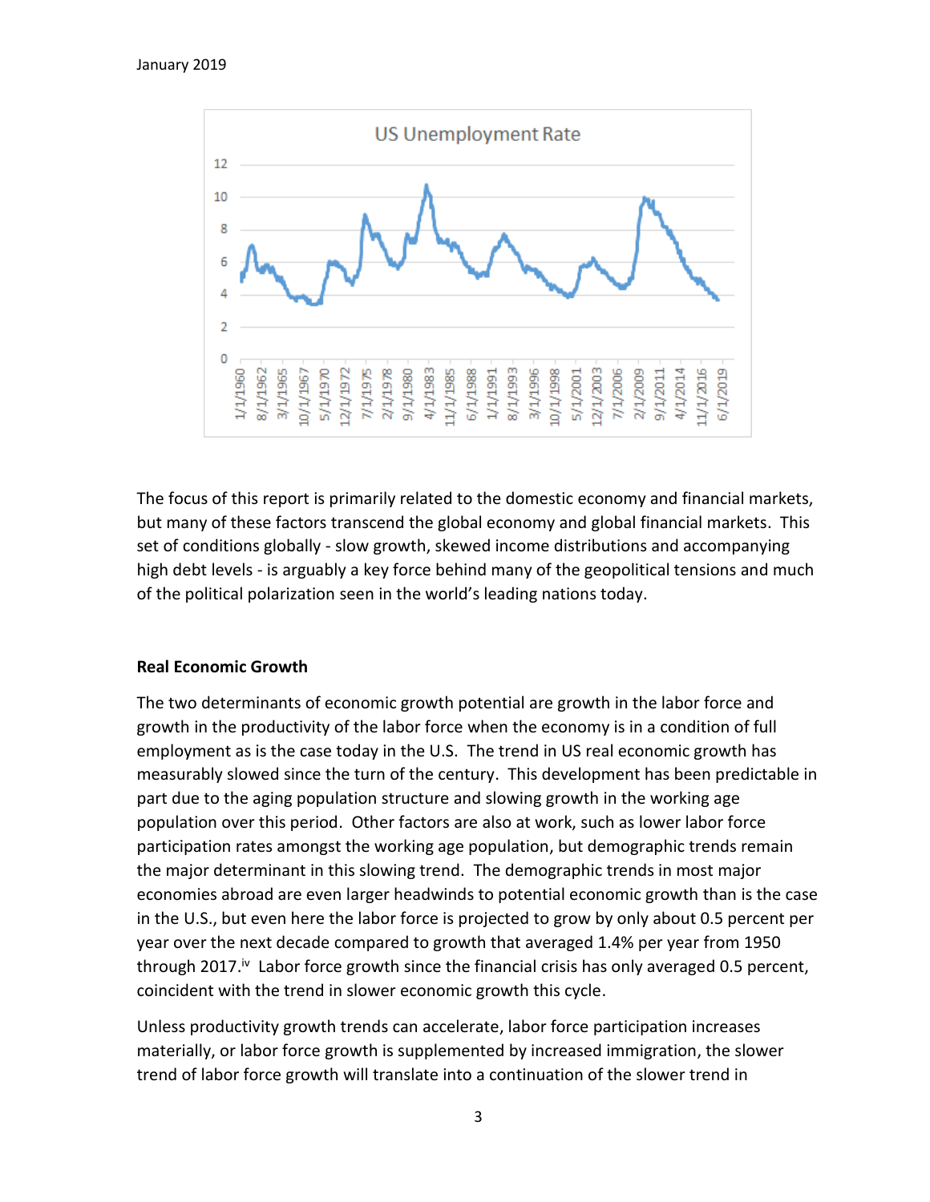The focus of this report is primarily related to the domestic economy and financial markets, but many of these factors transcend the global economy and global financial markets. This set of conditions globally - slow growth, skewed income distributions and accompanying high debt levels - is arguably a key force behind many of the geopolitical tensions and much of the political polarization seen in the world's leading nations today.

**Real Economic Growth**

The two determinants of economic growth potential are growth in the labor force and growth in the productivity of the labor force when the economy is in a condition of full employment as is the case today in the U.S. The trend in US real economic growth has measurably slowed since the turn of the century. This development has been predictable in part due to the aging population structure and slowing growth in the working age population over this period. Other factors are also at work, such as lower labor force participation rates amongst the working age population, but demographic trends remain the major determinant in this slowing trend. The demographic trends in most major economies abroad are even larger headwinds to potential economic growth than is the case in the U.S., but even here the labor force is projected to grow by only about 0.5 percent per year over the next decade compared to growth that averaged 1.4% per year from 1950 through 2017.[iv] Labor force growth since the financial crisis has only averaged 0.5 percent, coincident with the trend in slower economic growth this cycle.

Unless productivity growth trends can accelerate, labor force participation increases materially, or labor force growth is supplemented by increased immigration, the slower trend of labor force growth will translate into a continuation of the slower trend in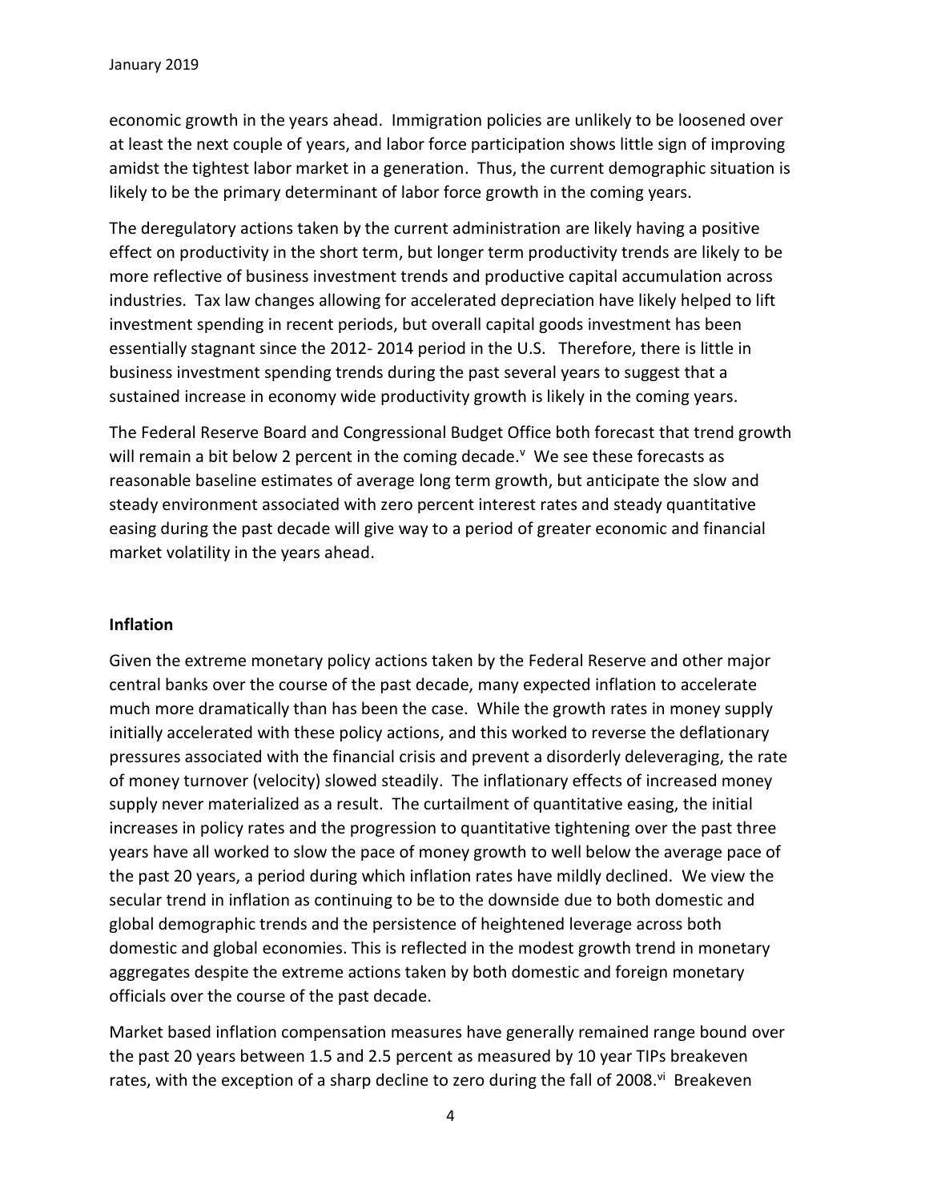economic growth in the years ahead. Immigration policies are unlikely to be loosened over at least the next couple of years, and labor force participation shows little sign of improving amidst the tightest labor market in a generation. Thus, the current demographic situation is likely to be the primary determinant of labor force growth in the coming years.

The deregulatory actions taken by the current administration are likely having a positive effect on productivity in the short term, but longer term productivity trends are likely to be more reflective of business investment trends and productive capital accumulation across industries. Tax law changes allowing for accelerated depreciation have likely helped to lift investment spending in recent periods, but overall capital goods investment has been essentially stagnant since the 2012- 2014 period in the U.S. Therefore, there is little in business investment spending trends during the past several years to suggest that a sustained increase in economy wide productivity growth is likely in the coming years.

The Federal Reserve Board and Congressional Budget Office both forecast that trend growth will remain a bit below 2 percent in the coming decade.[v] We see these forecasts as reasonable baseline estimates of average long term growth, but anticipate the slow and steady environment associated with zero percent interest rates and steady quantitative easing during the past decade will give way to a period of greater economic and financial market volatility in the years ahead.

**Inflation**

Given the extreme monetary policy actions taken by the Federal Reserve and other major central banks over the course of the past decade, many expected inflation to accelerate much more dramatically than has been the case. While the growth rates in money supply initially accelerated with these policy actions, and this worked to reverse the deflationary pressures associated with the financial crisis and prevent a disorderly deleveraging, the rate of money turnover (velocity) slowed steadily. The inflationary effects of increased money supply never materialized as a result. The curtailment of quantitative easing, the initial increases in policy rates and the progression to quantitative tightening over the past three years have all worked to slow the pace of money growth to well below the average pace of the past 20 years, a period during which inflation rates have mildly declined. We view the secular trend in inflation as continuing to be to the downside due to both domestic and global demographic trends and the persistence of heightened leverage across both domestic and global economies. This is reflected in the modest growth trend in monetary aggregates despite the extreme actions taken by both domestic and foreign monetary officials over the course of the past decade.

Market based inflation compensation measures have generally remained range bound over the past 20 years between 1.5 and 2.5 percent as measured by 10 year TIPs breakeven rates, with the exception of a sharp decline to zero during the fall of 2008.[vi] Breakeven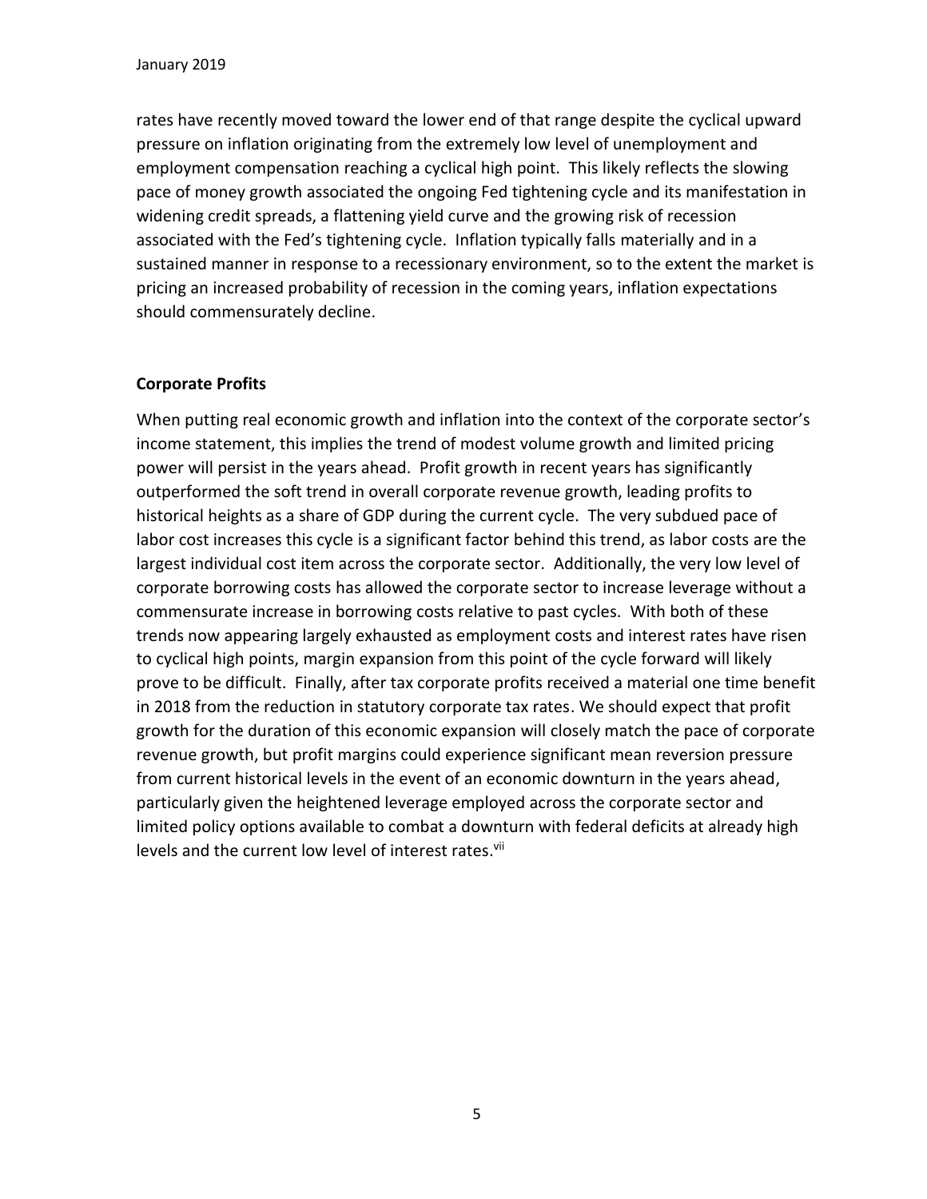rates have recently moved toward the lower end of that range despite the cyclical upward pressure on inflation originating from the extremely low level of unemployment and employment compensation reaching a cyclical high point. This likely reflects the slowing pace of money growth associated the ongoing Fed tightening cycle and its manifestation in widening credit spreads, a flattening yield curve and the growing risk of recession associated with the Fed's tightening cycle. Inflation typically falls materially and in a sustained manner in response to a recessionary environment, so to the extent the market is pricing an increased probability of recession in the coming years, inflation expectations should commensurately decline.

**Corporate Profits**

When putting real economic growth and inflation into the context of the corporate sector's income statement, this implies the trend of modest volume growth and limited pricing power will persist in the years ahead. Profit growth in recent years has significantly outperformed the soft trend in overall corporate revenue growth, leading profits to historical heights as a share of GDP during the current cycle. The very subdued pace of labor cost increases this cycle is a significant factor behind this trend, as labor costs are the largest individual cost item across the corporate sector. Additionally, the very low level of corporate borrowing costs has allowed the corporate sector to increase leverage without a commensurate increase in borrowing costs relative to past cycles. With both of these trends now appearing largely exhausted as employment costs and interest rates have risen to cyclical high points, margin expansion from this point of the cycle forward will likely prove to be difficult. Finally, after tax corporate profits received a material one time benefit in 2018 from the reduction in statutory corporate tax rates. We should expect that profit growth for the duration of this economic expansion will closely match the pace of corporate revenue growth, but profit margins could experience significant mean reversion pressure from current historical levels in the event of an economic downturn in the years ahead, particularly given the heightened leverage employed across the corporate sector and limited policy options available to combat a downturn with federal deficits at already high levels and the current low level of interest rates.[vii]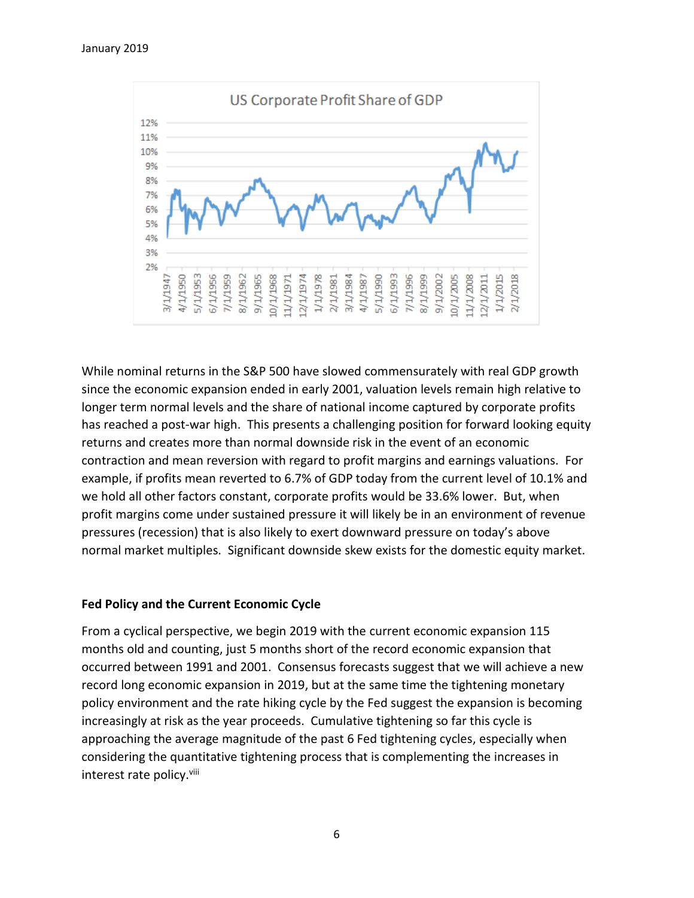While nominal returns in the S&P 500 have slowed commensurately with real GDP growth since the economic expansion ended in early 2001, valuation levels remain high relative to longer term normal levels and the share of national income captured by corporate profits has reached a post-war high. This presents a challenging position for forward looking equity returns and creates more than normal downside risk in the event of an economic contraction and mean reversion with regard to profit margins and earnings valuations. For example, if profits mean reverted to 6.7% of GDP today from the current level of 10.1% and we hold all other factors constant, corporate profits would be 33.6% lower. But, when profit margins come under sustained pressure it will likely be in an environment of revenue pressures (recession) that is also likely to exert downward pressure on today's above normal market multiples. Significant downside skew exists for the domestic equity market.

**Fed Policy and the Current Economic Cycle**

From a cyclical perspective, we begin 2019 with the current economic expansion 115 months old and counting, just 5 months short of the record economic expansion that occurred between 1991 and 2001. Consensus forecasts suggest that we will achieve a new record long economic expansion in 2019, but at the same time the tightening monetary policy environment and the rate hiking cycle by the Fed suggest the expansion is becoming increasingly at risk as the year proceeds. Cumulative tightening so far this cycle is approaching the average magnitude of the past 6 Fed tightening cycles, especially when considering the quantitative tightening process that is complementing the increases in interest rate policy.[viii]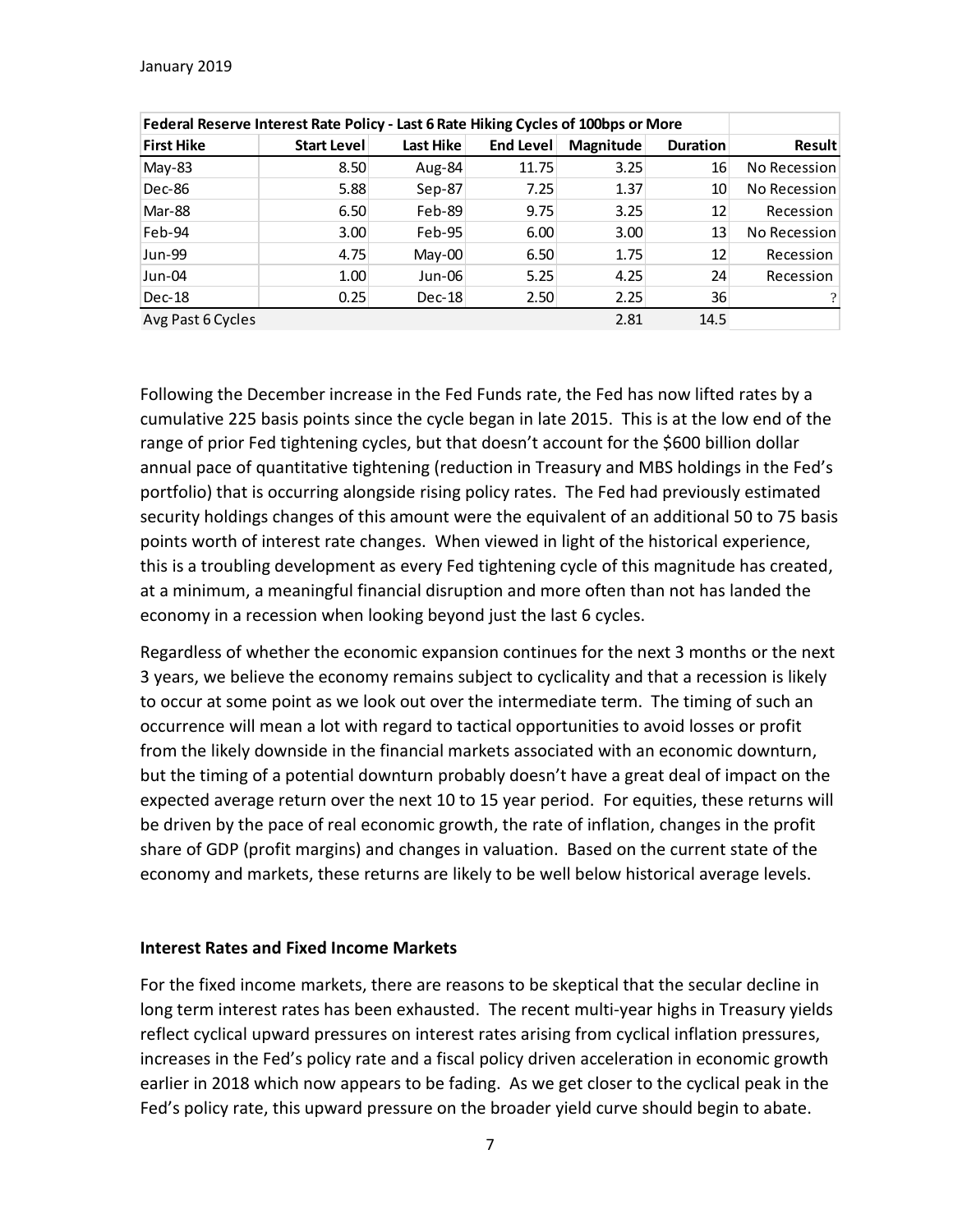| Federal Reserve Interest Rate Policy - Last 6 Rate Hiking Cycles of 100bps or More | | | | | | |
|---|---|---|---|---|---|---|
| **First Hike** | **Start Level** | **Last Hike** | **End Level** | **Magnitude** | **Duration** | **Result** |
| May-83 | 8.50 | Aug-84 | 11.75 | 3.25 | 16 | No Recession |
| Dec-86 | 5.88 | Sep-87 | 7.25 | 1.37 | 10 | No Recession |
| Mar-88 | 6.50 | Feb-89 | 9.75 | 3.25 | 12 | Recession |
| Feb-94 | 3.00 | Feb-95 | 6.00 | 3.00 | 13 | No Recession |
| Jun-99 | 4.75 | May-00 | 6.50 | 1.75 | 12 | Recession |
| Jun-04 | 1.00 | Jun-06 | 5.25 | 4.25 | 24 | Recession |
| Dec-18 | 0.25 | Dec-18 | 2.50 | 2.25 | 36 | ? |
| Avg Past 6 Cycles | | | | 2.81 | 14.5 | |

Following the December increase in the Fed Funds rate, the Fed has now lifted rates by a cumulative 225 basis points since the cycle began in late 2015. This is at the low end of the range of prior Fed tightening cycles, but that doesn't account for the $600 billion dollar annual pace of quantitative tightening (reduction in Treasury and MBS holdings in the Fed's portfolio) that is occurring alongside rising policy rates. The Fed had previously estimated security holdings changes of this amount were the equivalent of an additional 50 to 75 basis points worth of interest rate changes. When viewed in light of the historical experience, this is a troubling development as every Fed tightening cycle of this magnitude has created, at a minimum, a meaningful financial disruption and more often than not has landed the economy in a recession when looking beyond just the last 6 cycles.

Regardless of whether the economic expansion continues for the next 3 months or the next 3 years, we believe the economy remains subject to cyclicality and that a recession is likely to occur at some point as we look out over the intermediate term. The timing of such an occurrence will mean a lot with regard to tactical opportunities to avoid losses or profit from the likely downside in the financial markets associated with an economic downturn, but the timing of a potential downturn probably doesn't have a great deal of impact on the expected average return over the next 10 to 15 year period. For equities, these returns will be driven by the pace of real economic growth, the rate of inflation, changes in the profit share of GDP (profit margins) and changes in valuation. Based on the current state of the economy and markets, these returns are likely to be well below historical average levels.

### Interest Rates and Fixed Income Markets

For the fixed income markets, there are reasons to be skeptical that the secular decline in long term interest rates has been exhausted. The recent multi-year highs in Treasury yields reflect cyclical upward pressures on interest rates arising from cyclical inflation pressures, increases in the Fed's policy rate and a fiscal policy driven acceleration in economic growth earlier in 2018 which now appears to be fading. As we get closer to the cyclical peak in the Fed's policy rate, this upward pressure on the broader yield curve should begin to abate.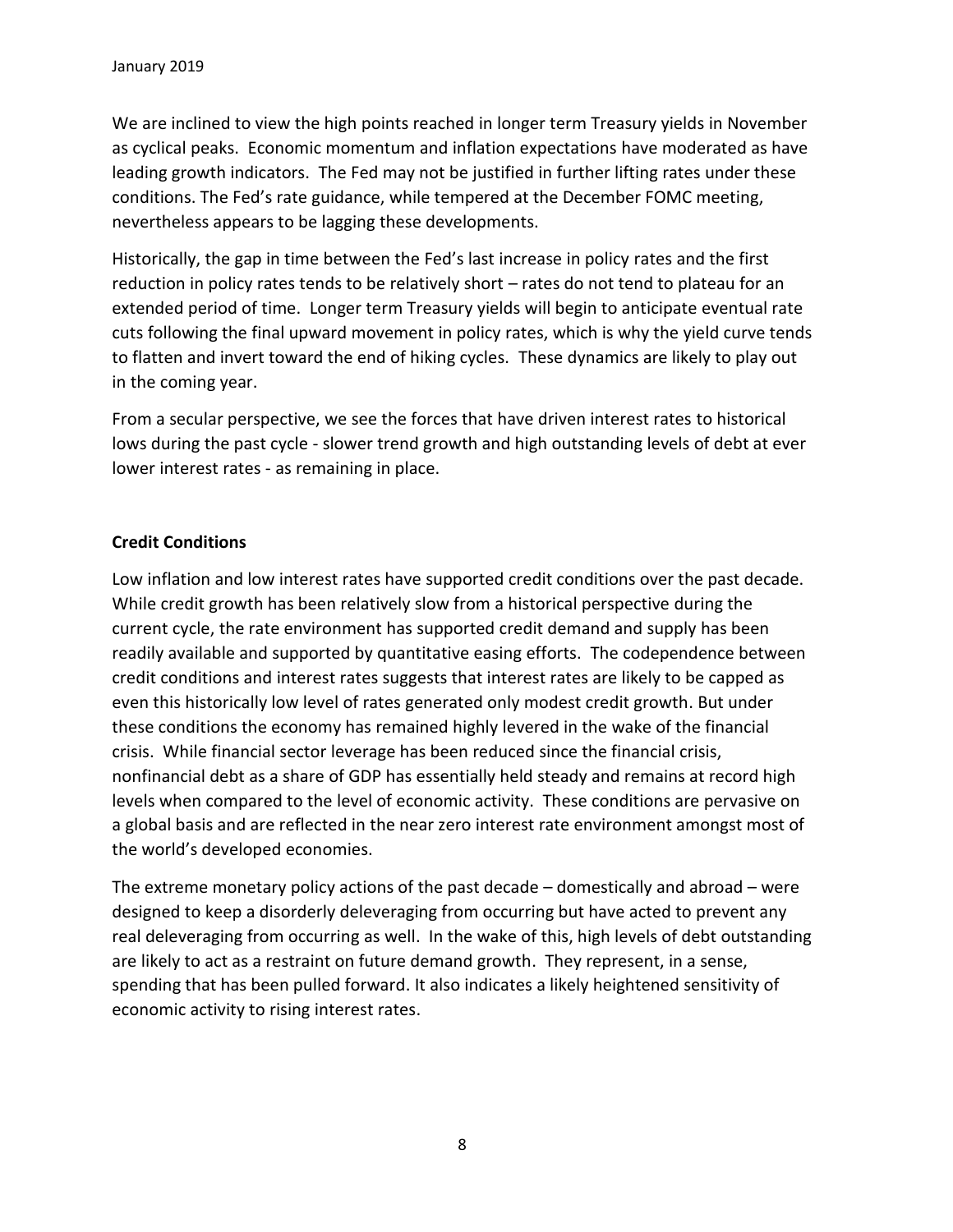We are inclined to view the high points reached in longer term Treasury yields in November as cyclical peaks. Economic momentum and inflation expectations have moderated as have leading growth indicators. The Fed may not be justified in further lifting rates under these conditions. The Fed's rate guidance, while tempered at the December FOMC meeting, nevertheless appears to be lagging these developments.

Historically, the gap in time between the Fed's last increase in policy rates and the first reduction in policy rates tends to be relatively short – rates do not tend to plateau for an extended period of time. Longer term Treasury yields will begin to anticipate eventual rate cuts following the final upward movement in policy rates, which is why the yield curve tends to flatten and invert toward the end of hiking cycles. These dynamics are likely to play out in the coming year.

From a secular perspective, we see the forces that have driven interest rates to historical lows during the past cycle - slower trend growth and high outstanding levels of debt at ever lower interest rates - as remaining in place.

**Credit Conditions**

Low inflation and low interest rates have supported credit conditions over the past decade. While credit growth has been relatively slow from a historical perspective during the current cycle, the rate environment has supported credit demand and supply has been readily available and supported by quantitative easing efforts. The codependence between credit conditions and interest rates suggests that interest rates are likely to be capped as even this historically low level of rates generated only modest credit growth. But under these conditions the economy has remained highly levered in the wake of the financial crisis. While financial sector leverage has been reduced since the financial crisis, nonfinancial debt as a share of GDP has essentially held steady and remains at record high levels when compared to the level of economic activity. These conditions are pervasive on a global basis and are reflected in the near zero interest rate environment amongst most of the world's developed economies.

The extreme monetary policy actions of the past decade – domestically and abroad – were designed to keep a disorderly deleveraging from occurring but have acted to prevent any real deleveraging from occurring as well. In the wake of this, high levels of debt outstanding are likely to act as a restraint on future demand growth. They represent, in a sense, spending that has been pulled forward. It also indicates a likely heightened sensitivity of economic activity to rising interest rates.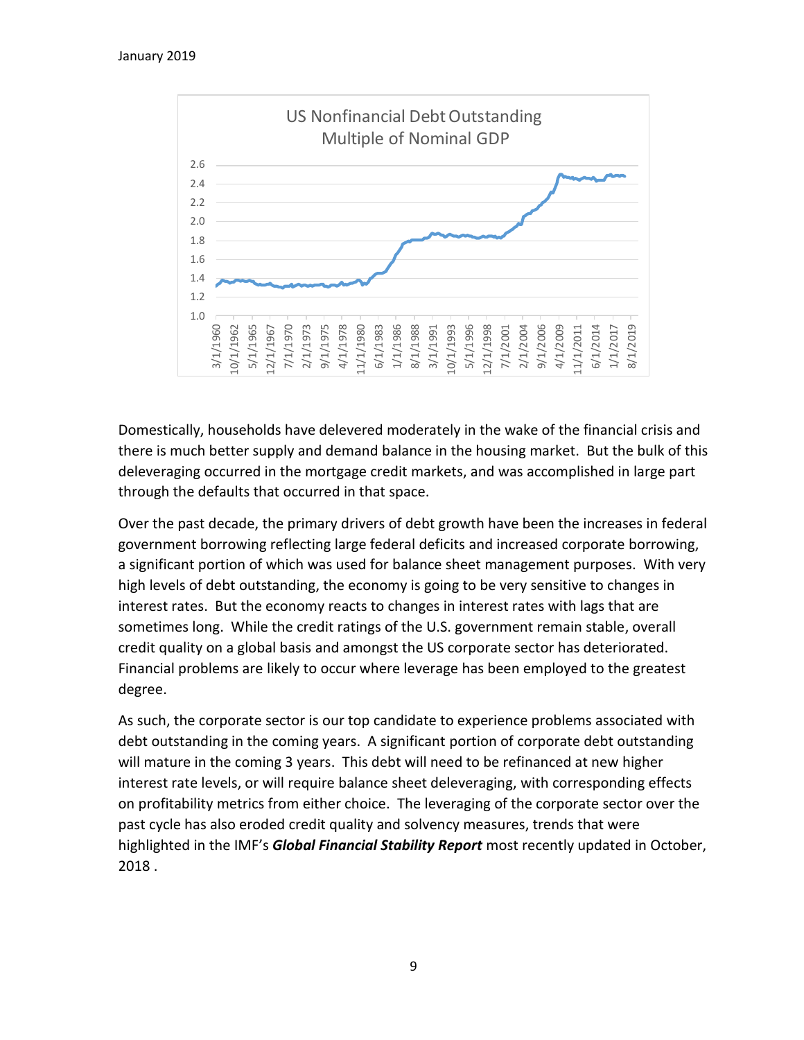January 2019

Domestically, households have delevered moderately in the wake of the financial crisis and there is much better supply and demand balance in the housing market. But the bulk of this deleveraging occurred in the mortgage credit markets, and was accomplished in large part through the defaults that occurred in that space.

Over the past decade, the primary drivers of debt growth have been the increases in federal government borrowing reflecting large federal deficits and increased corporate borrowing, a significant portion of which was used for balance sheet management purposes. With very high levels of debt outstanding, the economy is going to be very sensitive to changes in interest rates. But the economy reacts to changes in interest rates with lags that are sometimes long. While the credit ratings of the U.S. government remain stable, overall credit quality on a global basis and amongst the US corporate sector has deteriorated. Financial problems are likely to occur where leverage has been employed to the greatest degree.

As such, the corporate sector is our top candidate to experience problems associated with debt outstanding in the coming years. A significant portion of corporate debt outstanding will mature in the coming 3 years. This debt will need to be refinanced at new higher interest rate levels, or will require balance sheet deleveraging, with corresponding effects on profitability metrics from either choice. The leveraging of the corporate sector over the past cycle has also eroded credit quality and solvency measures, trends that were highlighted in the IMF's ***Global Financial Stability Report*** most recently updated in October, 2018 .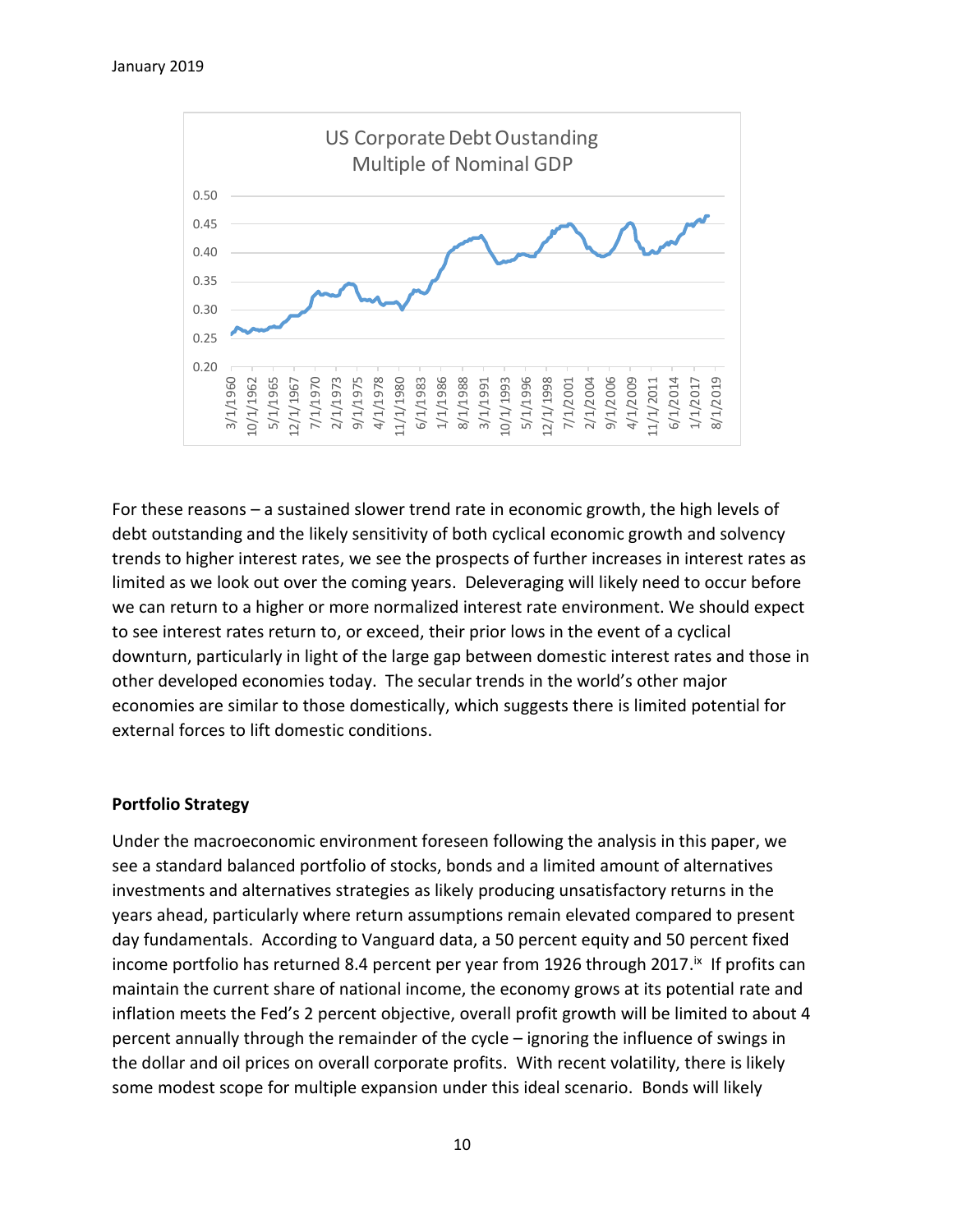US Corporate Debt Oustanding
Multiple of Nominal GDP

For these reasons – a sustained slower trend rate in economic growth, the high levels of debt outstanding and the likely sensitivity of both cyclical economic growth and solvency trends to higher interest rates, we see the prospects of further increases in interest rates as limited as we look out over the coming years. Deleveraging will likely need to occur before we can return to a higher or more normalized interest rate environment. We should expect to see interest rates return to, or exceed, their prior lows in the event of a cyclical downturn, particularly in light of the large gap between domestic interest rates and those in other developed economies today. The secular trends in the world's other major economies are similar to those domestically, which suggests there is limited potential for external forces to lift domestic conditions.

**Portfolio Strategy**

Under the macroeconomic environment foreseen following the analysis in this paper, we see a standard balanced portfolio of stocks, bonds and a limited amount of alternatives investments and alternatives strategies as likely producing unsatisfactory returns in the years ahead, particularly where return assumptions remain elevated compared to present day fundamentals. According to Vanguard data, a 50 percent equity and 50 percent fixed income portfolio has returned 8.4 percent per year from 1926 through 2017.[ix] If profits can maintain the current share of national income, the economy grows at its potential rate and inflation meets the Fed's 2 percent objective, overall profit growth will be limited to about 4 percent annually through the remainder of the cycle – ignoring the influence of swings in the dollar and oil prices on overall corporate profits. With recent volatility, there is likely some modest scope for multiple expansion under this ideal scenario. Bonds will likely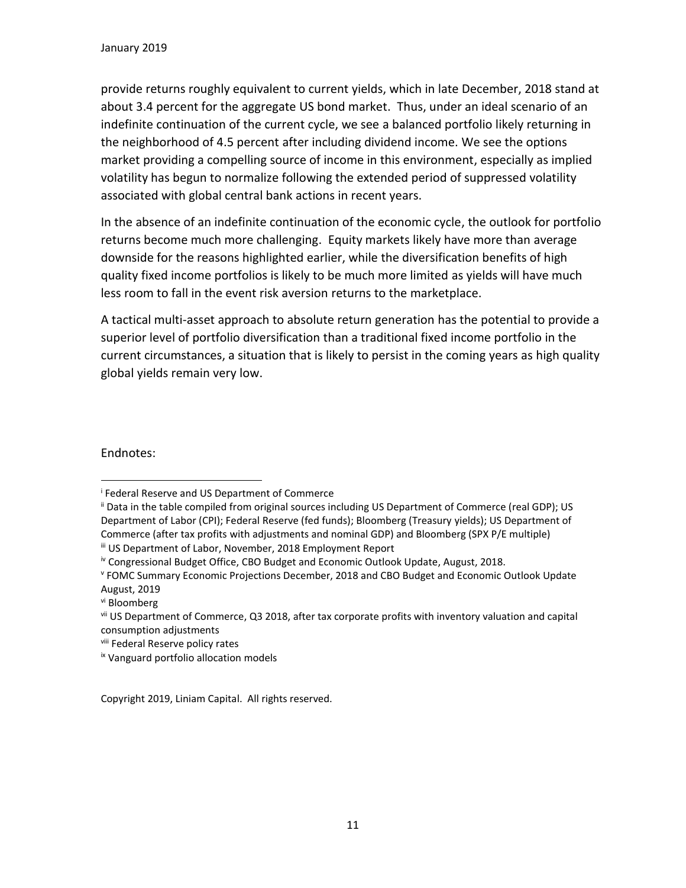provide returns roughly equivalent to current yields, which in late December, 2018 stand at about 3.4 percent for the aggregate US bond market. Thus, under an ideal scenario of an indefinite continuation of the current cycle, we see a balanced portfolio likely returning in the neighborhood of 4.5 percent after including dividend income. We see the options market providing a compelling source of income in this environment, especially as implied volatility has begun to normalize following the extended period of suppressed volatility associated with global central bank actions in recent years.

In the absence of an indefinite continuation of the economic cycle, the outlook for portfolio returns become much more challenging. Equity markets likely have more than average downside for the reasons highlighted earlier, while the diversification benefits of high quality fixed income portfolios is likely to be much more limited as yields will have much less room to fall in the event risk aversion returns to the marketplace.

A tactical multi-asset approach to absolute return generation has the potential to provide a superior level of portfolio diversification than a traditional fixed income portfolio in the current circumstances, a situation that is likely to persist in the coming years as high quality global yields remain very low.

Endnotes:

[i] Federal Reserve and US Department of Commerce

[ii] Data in the table compiled from original sources including US Department of Commerce (real GDP); US Department of Labor (CPI); Federal Reserve (fed funds); Bloomberg (Treasury yields); US Department of Commerce (after tax profits with adjustments and nominal GDP) and Bloomberg (SPX P/E multiple)

[iii] US Department of Labor, November, 2018 Employment Report

[iv] Congressional Budget Office, CBO Budget and Economic Outlook Update, August, 2018.

[v] FOMC Summary Economic Projections December, 2018 and CBO Budget and Economic Outlook Update August, 2019

[vi] Bloomberg

[vii] US Department of Commerce, Q3 2018, after tax corporate profits with inventory valuation and capital consumption adjustments

[viii] Federal Reserve policy rates

[ix] Vanguard portfolio allocation models

Copyright 2019, Liniam Capital. All rights reserved.